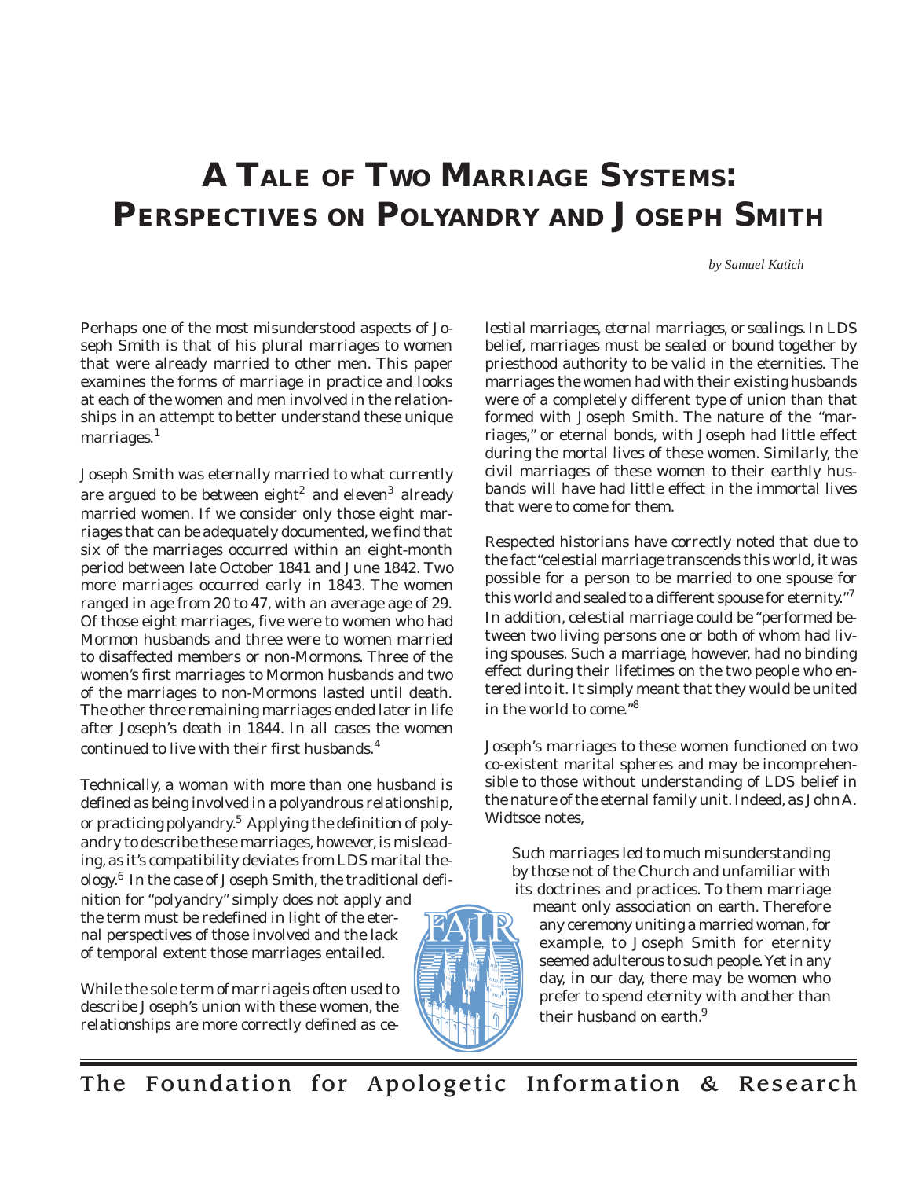# A Tale of Two Marriage Systems: Perspectives on Polyandry and Joseph Smith

*by Samuel Katich*

Perhaps one of the most misunderstood aspects of Joseph Smith is that of his plural marriages to women that were already married to other men. This paper examines the forms of marriage in practice and looks at each of the women and men involved in the relationships in an attempt to better understand these unique marriages.[1]

Joseph Smith was eternally married to what currently are argued to be between eight[2] and eleven[3] already married women. If we consider only those eight marriages that can be adequately documented, we find that six of the marriages occurred within an eight-month period between late October 1841 and June 1842. Two more marriages occurred early in 1843. The women ranged in age from 20 to 47, with an average age of 29. Of those eight marriages, five were to women who had Mormon husbands and three were to women married to disaffected members or non-Mormons. Three of the women's first marriages to Mormon husbands and two of the marriages to non-Mormons lasted until death. The other three remaining marriages ended later in life after Joseph's death in 1844. In all cases the women continued to live with their first husbands.[4]

Technically, a woman with more than one husband is defined as being involved in a polyandrous relationship, or practicing polyandry.[5] Applying the definition of polyandry to describe these marriages, however, is misleading, as it's compatibility deviates from LDS marital theology.[6] In the case of Joseph Smith, the traditional definition for "polyandry" simply does not apply and the term must be redefined in light of the eternal perspectives of those involved and the lack of temporal extent those marriages entailed.

While the sole term of *marriage* is often used to describe Joseph's union with these women, the relationships are more correctly defined as *celestial marriages, eternal marriages,* or *sealings*. In LDS belief, marriages must be *sealed* or bound together by priesthood authority to be valid in the eternities. The marriages the women had with their existing husbands were of a completely different type of union than that formed with Joseph Smith. The nature of the "marriages," or eternal bonds, with Joseph had little effect during the mortal lives of these women. Similarly, the civil marriages of these women to their earthly husbands will have had little effect in the immortal lives that were to come for them.

Respected historians have correctly noted that due to the fact "celestial marriage transcends this world, it was possible for a person to be married to one spouse for this world and sealed to a different spouse for eternity."[7] In addition, celestial marriage could be "performed between two living persons one or both of whom had living spouses. Such a marriage, however, had no binding effect during their lifetimes on the two people who entered into it. It simply meant that they would be united in the world to come."[8]

Joseph's marriages to these women functioned on two co-existent marital spheres and may be incomprehensible to those without understanding of LDS belief in the nature of the eternal family unit. Indeed, as John A. Widtsoe notes,

> Such marriages led to much misunderstanding by those not of the Church and unfamiliar with its doctrines and practices. To them marriage meant only association on earth. Therefore any ceremony uniting a married woman, for example, to Joseph Smith for eternity seemed adulterous to such people. Yet in any day, in our day, there may be women who prefer to spend eternity with another than their husband on earth.[9]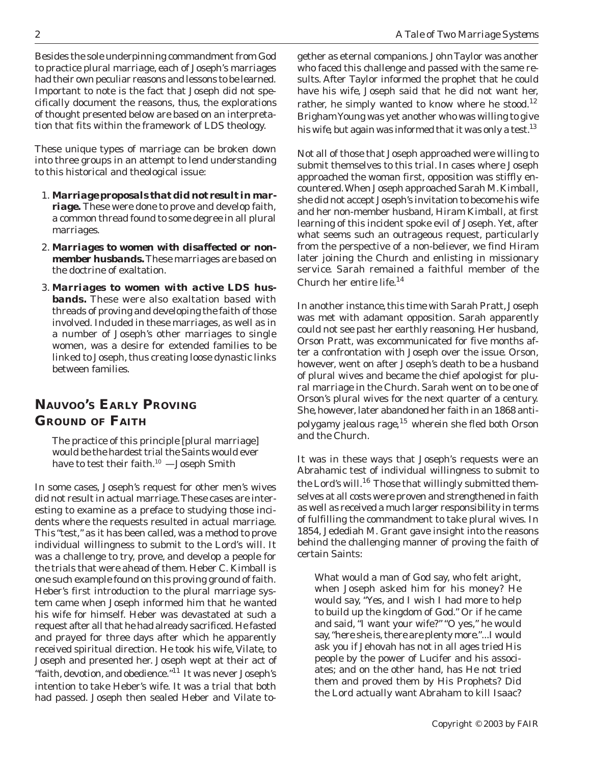Besides the sole underpinning commandment from God to practice plural marriage, each of Joseph's marriages had their own peculiar reasons and lessons to be learned. Important to note is the fact that Joseph did not specifically document the reasons, thus, the explorations of thought presented below are based on an interpretation that fits within the framework of LDS theology.

These unique types of marriage can be broken down into three groups in an attempt to lend understanding to this historical and theological issue:

1. ***Marriage proposals that did not result in marriage.*** These were done to prove and develop faith, a common thread found to some degree in all plural marriages.
2. ***Marriages to women with disaffected or nonmember husbands.*** These marriages are based on the doctrine of exaltation.
3. ***Marriages to women with active LDS husbands.*** These were also exaltation based with threads of proving and developing the faith of those involved. Included in these marriages, as well as in a number of Joseph's other marriages to single women, was a desire for extended families to be linked to Joseph, thus creating loose dynastic links between families.

## NAUVOO'S EARLY PROVING GROUND OF FAITH

> The practice of this principle [plural marriage] would be the hardest trial the Saints would ever have to test their faith.[10] —Joseph Smith

In some cases, Joseph's request for other men's wives did not result in actual marriage. These cases are interesting to examine as a preface to studying those incidents where the requests resulted in actual marriage. This "test," as it has been called, was a method to prove individual willingness to submit to the Lord's will. It was a challenge to try, prove, and develop a people for the trials that were ahead of them. Heber C. Kimball is one such example found on this proving ground of faith. Heber's first introduction to the plural marriage system came when Joseph informed him that he wanted his wife for himself. Heber was devastated at such a request after all that he had already sacrificed. He fasted and prayed for three days after which he apparently received spiritual direction. He took his wife, Vilate, to Joseph and presented her. Joseph wept at their act of "faith, devotion, and obedience."[11] It was never Joseph's intention to take Heber's wife. It was a trial that both had passed. Joseph then sealed Heber and Vilate together as eternal companions. John Taylor was another who faced this challenge and passed with the same results. After Taylor informed the prophet that he could have his wife, Joseph said that he did not want her, rather, he simply wanted to know where he stood.[12] Brigham Young was yet another who was willing to give his wife, but again was informed that it was only a test.[13]

Not all of those that Joseph approached were willing to submit themselves to this trial. In cases where Joseph approached the woman first, opposition was stiffly encountered. When Joseph approached Sarah M. Kimball, she did not accept Joseph's invitation to become his wife and her non-member husband, Hiram Kimball, at first learning of this incident spoke evil of Joseph. Yet, after what seems such an outrageous request, particularly from the perspective of a non-believer, we find Hiram later joining the Church and enlisting in missionary service. Sarah remained a faithful member of the Church her entire life.[14]

In another instance, this time with Sarah Pratt, Joseph was met with adamant opposition. Sarah apparently could not see past her earthly reasoning. Her husband, Orson Pratt, was excommunicated for five months after a confrontation with Joseph over the issue. Orson, however, went on after Joseph's death to be a husband of plural wives and became the chief apologist for plural marriage in the Church. Sarah went on to be one of Orson's plural wives for the next quarter of a century. She, however, later abandoned her faith in an 1868 antipolygamy jealous rage,[15] wherein she fled both Orson and the Church.

It was in these ways that Joseph's requests were an Abrahamic test of individual willingness to submit to the Lord's will.[16] Those that willingly submitted themselves at all costs were proven and strengthened in faith as well as received a much larger responsibility in terms of fulfilling the commandment to take plural wives. In 1854, Jedediah M. Grant gave insight into the reasons behind the challenging manner of proving the faith of certain Saints:

> What would a man of God say, who felt aright, when Joseph asked him for his money? He would say, "Yes, and I wish I had more to help to build up the kingdom of God." Or if he came and said, "I want your wife?" "O yes," he would say, "here she is, there are plenty more."...I would ask you if Jehovah has not in all ages tried His people by the power of Lucifer and his associates; and on the other hand, has He not tried them and proved them by His Prophets? Did the Lord actually want Abraham to kill Isaac?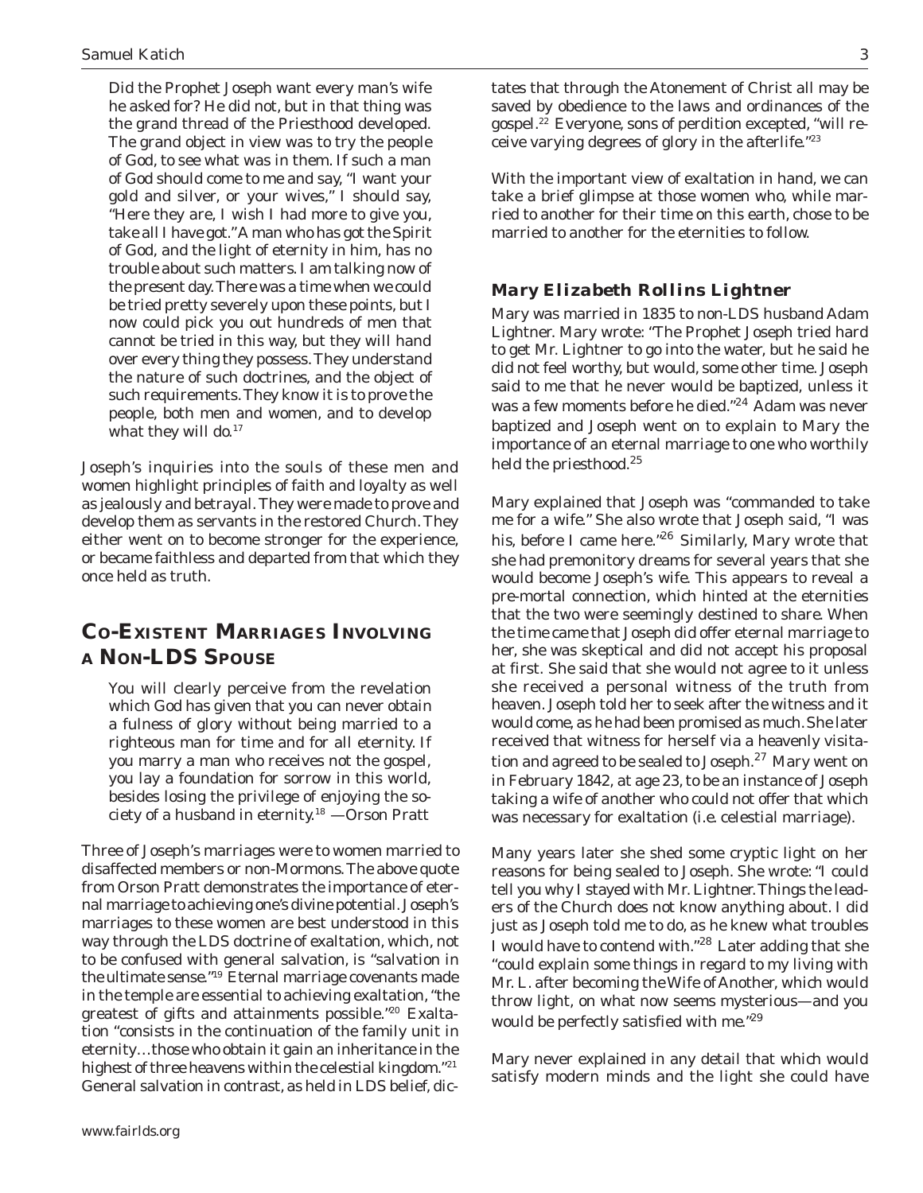> Did the Prophet Joseph want every man's wife he asked for? He did not, but in that thing was the grand thread of the Priesthood developed. The grand object in view was to try the people of God, to see what was in them. If such a man of God should come to me and say, "I want your gold and silver, or your wives," I should say, "Here they are, I wish I had more to give you, take all I have got." A man who has got the Spirit of God, and the light of eternity in him, has no trouble about such matters. I am talking now of the present day. There was a time when we could be tried pretty severely upon these points, but I now could pick you out hundreds of men that cannot be tried in this way, but they will hand over every thing they possess. They understand the nature of such doctrines, and the object of such requirements. They know it is to prove the people, both men and women, and to develop what they will do.[17]

Joseph's inquiries into the souls of these men and women highlight principles of faith and loyalty as well as jealously and betrayal. They were made to prove and develop them as servants in the restored Church. They either went on to become stronger for the experience, or became faithless and departed from that which they once held as truth.

## Co-Existent Marriages Involving a Non-LDS Spouse

> You will clearly perceive from the revelation which God has given that you can never obtain a fulness of glory without being married to a righteous man for time and for all eternity. If you marry a man who receives not the gospel, you lay a foundation for sorrow in this world, besides losing the privilege of enjoying the society of a husband in eternity.[18] —Orson Pratt

Three of Joseph's marriages were to women married to disaffected members or non-Mormons. The above quote from Orson Pratt demonstrates the importance of eternal marriage to achieving one's divine potential. Joseph's marriages to these women are best understood in this way through the LDS doctrine of exaltation, which, not to be confused with general salvation, is "salvation in the ultimate sense."[19] Eternal marriage covenants made in the temple are essential to achieving exaltation, "the greatest of gifts and attainments possible."[20] Exaltation "consists in the continuation of the family unit in eternity…those who obtain it gain an inheritance in the highest of three heavens within the celestial kingdom."[21] General salvation in contrast, as held in LDS belief, dictates that through the Atonement of Christ all may be saved by obedience to the laws and ordinances of the gospel.[22] Everyone, sons of perdition excepted, "will receive varying degrees of glory in the afterlife."[23]

With the important view of exaltation in hand, we can take a brief glimpse at those women who, while married to another for their time on this earth, chose to be married to another for the eternities to follow.

### Mary Elizabeth Rollins Lightner

Mary was married in 1835 to non-LDS husband Adam Lightner. Mary wrote: "The Prophet Joseph tried hard to get Mr. Lightner to go into the water, but he said he did not feel worthy, but would, some other time. Joseph said to me that he never would be baptized, unless it was a few moments before he died."[24] Adam was never baptized and Joseph went on to explain to Mary the importance of an eternal marriage to one who worthily held the priesthood.[25]

Mary explained that Joseph was "commanded to take me for a wife." She also wrote that Joseph said, "I was his, before I came here."[26] Similarly, Mary wrote that she had premonitory dreams for several years that she would become Joseph's wife. This appears to reveal a pre-mortal connection, which hinted at the eternities that the two were seemingly destined to share. When the time came that Joseph did offer eternal marriage to her, she was skeptical and did not accept his proposal at first. She said that she would not agree to it unless she received a personal witness of the truth from heaven. Joseph told her to seek after the witness and it would come, as he had been promised as much. She later received that witness for herself via a heavenly visitation and agreed to be sealed to Joseph.[27] Mary went on in February 1842, at age 23, to be an instance of Joseph taking a wife of another who could not offer that which was necessary for exaltation (i.e. celestial marriage).

Many years later she shed some cryptic light on her reasons for being sealed to Joseph. She wrote: "I could tell you why I stayed with Mr. Lightner. Things the leaders of the Church does not know anything about. I did just as Joseph told me to do, as he knew what troubles I would have to contend with."[28] Later adding that she "could explain some things in regard to my living with Mr. L. after becoming the Wife of Another, which would throw light, on what now seems mysterious—and you would be perfectly satisfied with me."[29]

Mary never explained in any detail that which would satisfy modern minds and the light she could have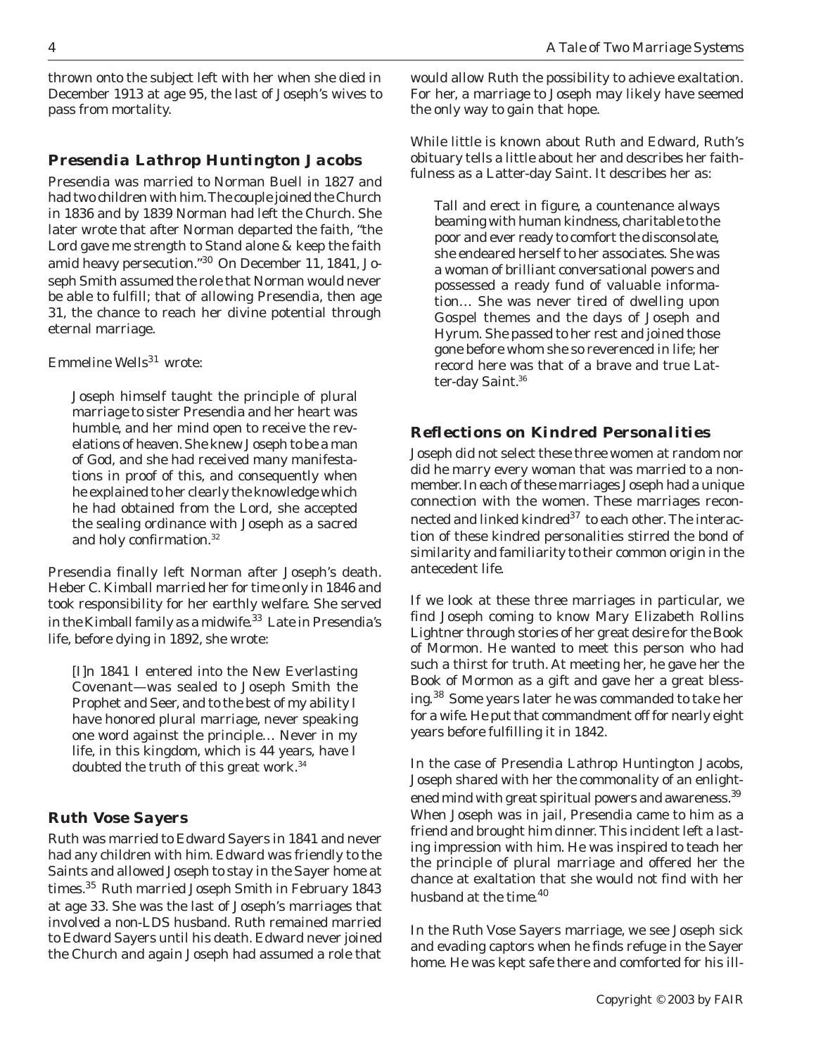thrown onto the subject left with her when she died in December 1913 at age 95, the last of Joseph's wives to pass from mortality.

### Presendia Lathrop Huntington Jacobs

Presendia was married to Norman Buell in 1827 and had two children with him. The couple joined the Church in 1836 and by 1839 Norman had left the Church. She later wrote that after Norman departed the faith, "the Lord gave me strength to Stand alone & keep the faith amid heavy persecution."[30] On December 11, 1841, Joseph Smith assumed the role that Norman would never be able to fulfill; that of allowing Presendia, then age 31, the chance to reach her divine potential through eternal marriage.

Emmeline Wells[31] wrote:

> Joseph himself taught the principle of plural marriage to sister Presendia and her heart was humble, and her mind open to receive the revelations of heaven. She knew Joseph to be a man of God, and she had received many manifestations in proof of this, and consequently when he explained to her clearly the knowledge which he had obtained from the Lord, she accepted the sealing ordinance with Joseph as a sacred and holy confirmation.[32]

Presendia finally left Norman after Joseph's death. Heber C. Kimball married her for time only in 1846 and took responsibility for her earthly welfare. She served in the Kimball family as a midwife.[33] Late in Presendia's life, before dying in 1892, she wrote:

> [I]n 1841 I entered into the New Everlasting Covenant—was sealed to Joseph Smith the Prophet and Seer, and to the best of my ability I have honored plural marriage, never speaking one word against the principle… Never in my life, in this kingdom, which is 44 years, have I doubted the truth of this great work.[34]

### Ruth Vose Sayers

Ruth was married to Edward Sayers in 1841 and never had any children with him. Edward was friendly to the Saints and allowed Joseph to stay in the Sayer home at times.[35] Ruth married Joseph Smith in February 1843 at age 33. She was the last of Joseph's marriages that involved a non-LDS husband. Ruth remained married to Edward Sayers until his death. Edward never joined the Church and again Joseph had assumed a role that would allow Ruth the possibility to achieve exaltation. For her, a marriage to Joseph may likely have seemed the only way to gain that hope.

While little is known about Ruth and Edward, Ruth's obituary tells a little about her and describes her faithfulness as a Latter-day Saint. It describes her as:

> Tall and erect in figure, a countenance always beaming with human kindness, charitable to the poor and ever ready to comfort the disconsolate, she endeared herself to her associates. She was a woman of brilliant conversational powers and possessed a ready fund of valuable information… She was never tired of dwelling upon Gospel themes and the days of Joseph and Hyrum. She passed to her rest and joined those gone before whom she so reverenced in life; her record here was that of a brave and true Latter-day Saint.[36]

### Reflections on Kindred Personalities

Joseph did not select these three women at random nor did he marry every woman that was married to a nonmember. In each of these marriages Joseph had a unique connection with the women. These marriages reconnected and linked kindred[37] to each other. The interaction of these kindred personalities stirred the bond of similarity and familiarity to their common origin in the antecedent life.

If we look at these three marriages in particular, we find Joseph coming to know Mary Elizabeth Rollins Lightner through stories of her great desire for the Book of Mormon. He wanted to meet this person who had such a thirst for truth. At meeting her, he gave her the Book of Mormon as a gift and gave her a great blessing.[38] Some years later he was commanded to take her for a wife. He put that commandment off for nearly eight years before fulfilling it in 1842.

In the case of Presendia Lathrop Huntington Jacobs, Joseph shared with her the commonality of an enlightened mind with great spiritual powers and awareness.[39] When Joseph was in jail, Presendia came to him as a friend and brought him dinner. This incident left a lasting impression with him. He was inspired to teach her the principle of plural marriage and offered her the chance at exaltation that she would not find with her husband at the time.[40]

In the Ruth Vose Sayers marriage, we see Joseph sick and evading captors when he finds refuge in the Sayer home. He was kept safe there and comforted for his ill-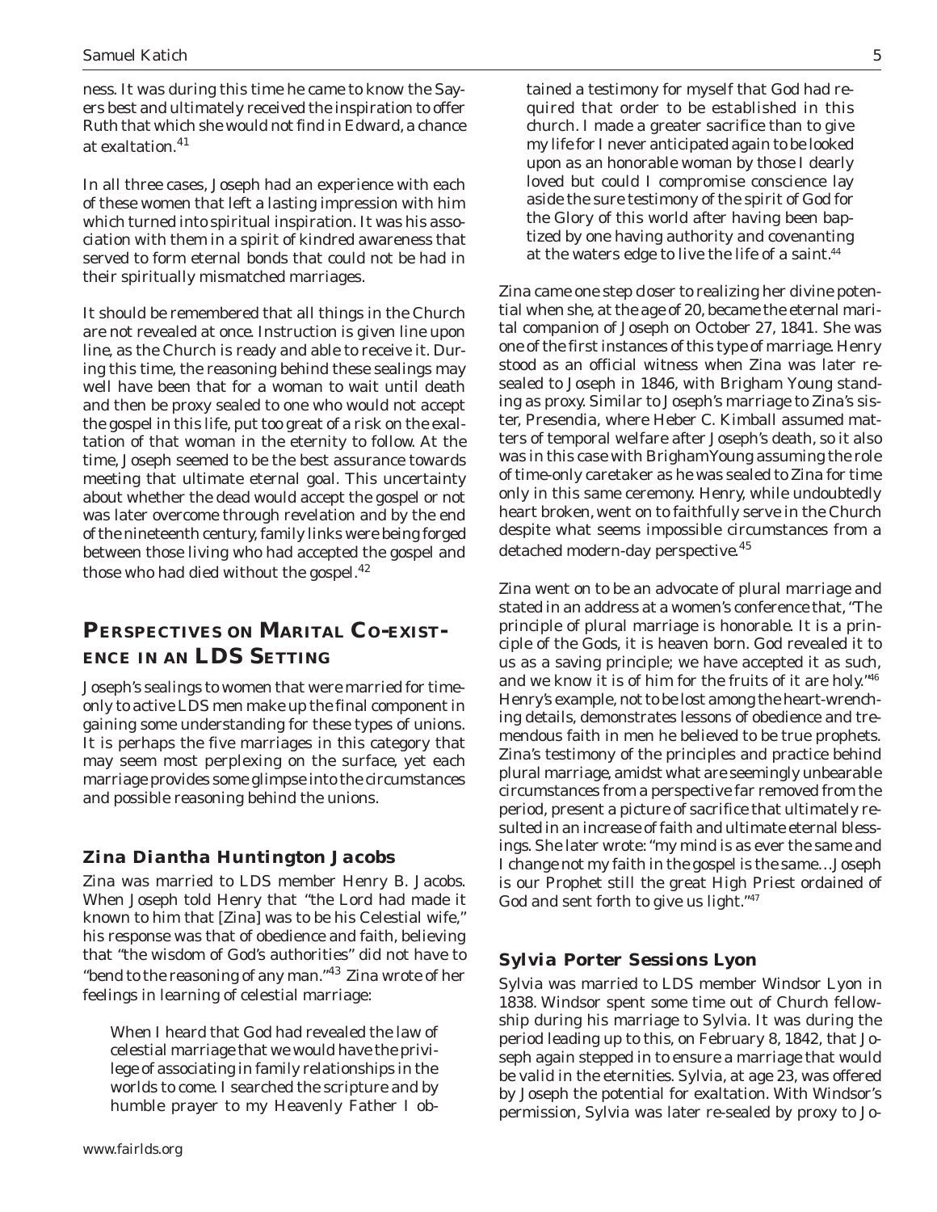ness. It was during this time he came to know the Sayers best and ultimately received the inspiration to offer Ruth that which she would not find in Edward, a chance at exaltation.[41]

In all three cases, Joseph had an experience with each of these women that left a lasting impression with him which turned into spiritual inspiration. It was his association with them in a spirit of kindred awareness that served to form eternal bonds that could not be had in their spiritually mismatched marriages.

It should be remembered that all things in the Church are not revealed at once. Instruction is given line upon line, as the Church is ready and able to receive it. During this time, the reasoning behind these sealings may well have been that for a woman to wait until death and then be proxy sealed to one who would not accept the gospel in this life, put too great of a risk on the exaltation of that woman in the eternity to follow. At the time, Joseph seemed to be the best assurance towards meeting that ultimate eternal goal. This uncertainty about whether the dead would accept the gospel or not was later overcome through revelation and by the end of the nineteenth century, family links were being forged between those living who had accepted the gospel and those who had died without the gospel.[42]

## Perspectives on Marital Co-existence in an LDS Setting

Joseph's sealings to women that were married for time-only to active LDS men make up the final component in gaining some understanding for these types of unions. It is perhaps the five marriages in this category that may seem most perplexing on the surface, yet each marriage provides some glimpse into the circumstances and possible reasoning behind the unions.

### Zina Diantha Huntington Jacobs

Zina was married to LDS member Henry B. Jacobs. When Joseph told Henry that "the Lord had made it known to him that [Zina] was to be his Celestial wife," his response was that of obedience and faith, believing that "the wisdom of God's authorities" did not have to "bend to the reasoning of any man."[43] Zina wrote of her feelings in learning of celestial marriage:

> When I heard that God had revealed the law of celestial marriage that we would have the privilege of associating in family relationships in the worlds to come. I searched the scripture and by humble prayer to my Heavenly Father I obtained a testimony for myself that God had required that order to be established in this church. I made a greater sacrifice than to give my life for I never anticipated again to be looked upon as an honorable woman by those I dearly loved but could I compromise conscience lay aside the sure testimony of the spirit of God for the Glory of this world after having been baptized by one having authority and covenanting at the waters edge to live the life of a saint.[44]

Zina came one step closer to realizing her divine potential when she, at the age of 20, became the eternal marital companion of Joseph on October 27, 1841. She was one of the first instances of this type of marriage. Henry stood as an official witness when Zina was later resealed to Joseph in 1846, with Brigham Young standing as proxy. Similar to Joseph's marriage to Zina's sister, Presendia, where Heber C. Kimball assumed matters of temporal welfare after Joseph's death, so it also was in this case with Brigham Young assuming the role of time-only caretaker as he was sealed to Zina for time only in this same ceremony. Henry, while undoubtedly heart broken, went on to faithfully serve in the Church despite what seems impossible circumstances from a detached modern-day perspective.[45]

Zina went on to be an advocate of plural marriage and stated in an address at a women's conference that, "The principle of plural marriage is honorable. It is a principle of the Gods, it is heaven born. God revealed it to us as a saving principle; we have accepted it as such, and we know it is of him for the fruits of it are holy."[46] Henry's example, not to be lost among the heart-wrenching details, demonstrates lessons of obedience and tremendous faith in men he believed to be true prophets. Zina's testimony of the principles and practice behind plural marriage, amidst what are seemingly unbearable circumstances from a perspective far removed from the period, present a picture of sacrifice that ultimately resulted in an increase of faith and ultimate eternal blessings. She later wrote: "my mind is as ever the same and I change not my faith in the gospel is the same…Joseph is our Prophet still the great High Priest ordained of God and sent forth to give us light."[47]

### Sylvia Porter Sessions Lyon

Sylvia was married to LDS member Windsor Lyon in 1838. Windsor spent some time out of Church fellowship during his marriage to Sylvia. It was during the period leading up to this, on February 8, 1842, that Joseph again stepped in to ensure a marriage that would be valid in the eternities. Sylvia, at age 23, was offered by Joseph the potential for exaltation. With Windsor's permission, Sylvia was later re-sealed by proxy to Jo-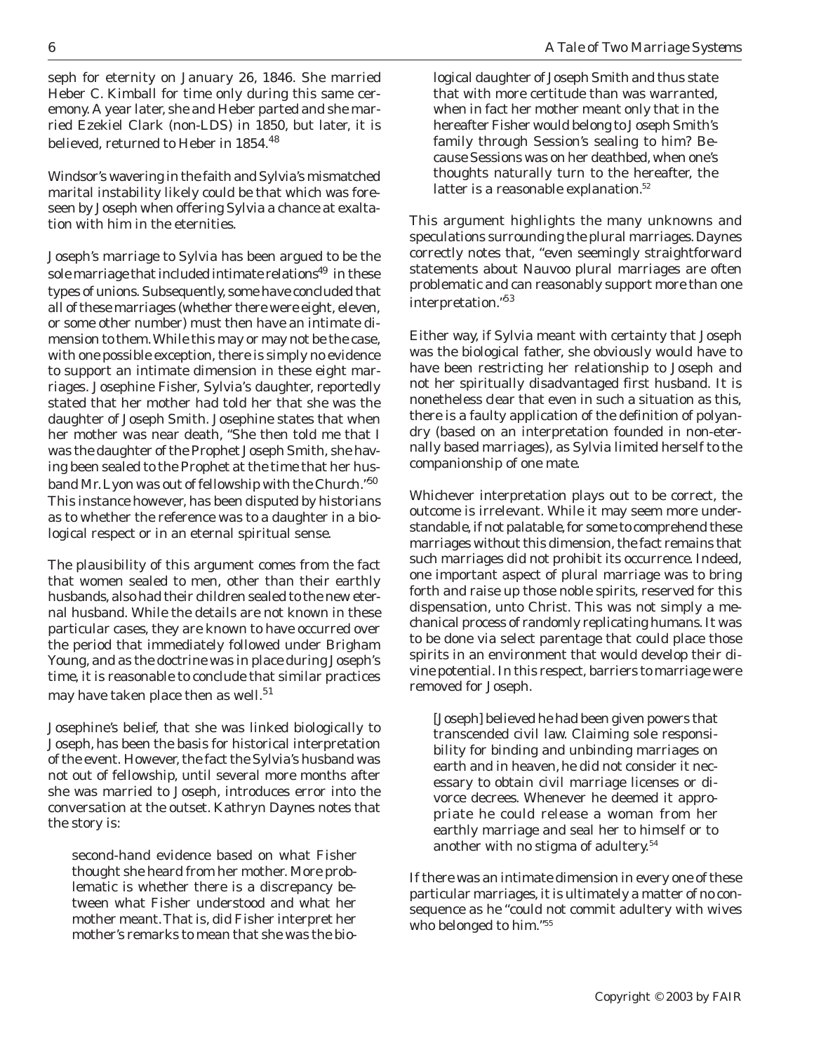seph for eternity on January 26, 1846. She married Heber C. Kimball for time only during this same ceremony. A year later, she and Heber parted and she married Ezekiel Clark (non-LDS) in 1850, but later, it is believed, returned to Heber in 1854.[48]

Windsor's wavering in the faith and Sylvia's mismatched marital instability likely could be that which was foreseen by Joseph when offering Sylvia a chance at exaltation with him in the eternities.

Joseph's marriage to Sylvia has been argued to be the sole marriage that included intimate relations[49] in these types of unions. Subsequently, some have concluded that all of these marriages (whether there were eight, eleven, or some other number) must then have an intimate dimension to them. While this may or may not be the case, with one possible exception, there is simply no evidence to support an intimate dimension in these eight marriages. Josephine Fisher, Sylvia's daughter, reportedly stated that her mother had told her that she was the daughter of Joseph Smith. Josephine states that when her mother was near death, "She then told me that I was the daughter of the Prophet Joseph Smith, she having been sealed to the Prophet at the time that her husband Mr. Lyon was out of fellowship with the Church."[50] This instance however, has been disputed by historians as to whether the reference was to a daughter in a biological respect or in an eternal spiritual sense.

The plausibility of this argument comes from the fact that women sealed to men, other than their earthly husbands, also had their children sealed to the new eternal husband. While the details are not known in these particular cases, they are known to have occurred over the period that immediately followed under Brigham Young, and as the doctrine was in place during Joseph's time, it is reasonable to conclude that similar practices may have taken place then as well.[51]

Josephine's belief, that she was linked biologically to Joseph, has been the basis for historical interpretation of the event. However, the fact the Sylvia's husband was not out of fellowship, until several more months after she was married to Joseph, introduces error into the conversation at the outset. Kathryn Daynes notes that the story is:

> second-hand evidence based on what Fisher thought she heard from her mother. More problematic is whether there is a discrepancy between what Fisher understood and what her mother meant. That is, did Fisher interpret her mother's remarks to mean that she was the biological daughter of Joseph Smith and thus state that with more certitude than was warranted, when in fact her mother meant only that in the hereafter Fisher would belong to Joseph Smith's family through Session's sealing to him? Because Sessions was on her deathbed, when one's thoughts naturally turn to the hereafter, the latter is a reasonable explanation.[52]

This argument highlights the many unknowns and speculations surrounding the plural marriages. Daynes correctly notes that, "even seemingly straightforward statements about Nauvoo plural marriages are often problematic and can reasonably support more than one interpretation."[53]

Either way, if Sylvia meant with certainty that Joseph was the biological father, she obviously would have to have been restricting her relationship to Joseph and not her spiritually disadvantaged first husband. It is nonetheless clear that even in such a situation as this, there is a faulty application of the definition of polyandry (based on an interpretation founded in non-eternally based marriages), as Sylvia limited herself to the companionship of one mate.

Whichever interpretation plays out to be correct, the outcome is irrelevant. While it may seem more understandable, if not palatable, for some to comprehend these marriages without this dimension, the fact remains that such marriages did not prohibit its occurrence. Indeed, one important aspect of plural marriage was to bring forth and raise up those noble spirits, reserved for this dispensation, unto Christ. This was not simply a mechanical process of randomly replicating humans. It was to be done via select parentage that could place those spirits in an environment that would develop their divine potential. In this respect, barriers to marriage were removed for Joseph.

> [Joseph] believed he had been given powers that transcended civil law. Claiming sole responsibility for binding and unbinding marriages on earth and in heaven, he did not consider it necessary to obtain civil marriage licenses or divorce decrees. Whenever he deemed it appropriate he could release a woman from her earthly marriage and seal her to himself or to another with no stigma of adultery.[54]

If there was an intimate dimension in every one of these particular marriages, it is ultimately a matter of no consequence as he "could not commit adultery with wives who belonged to him."[55]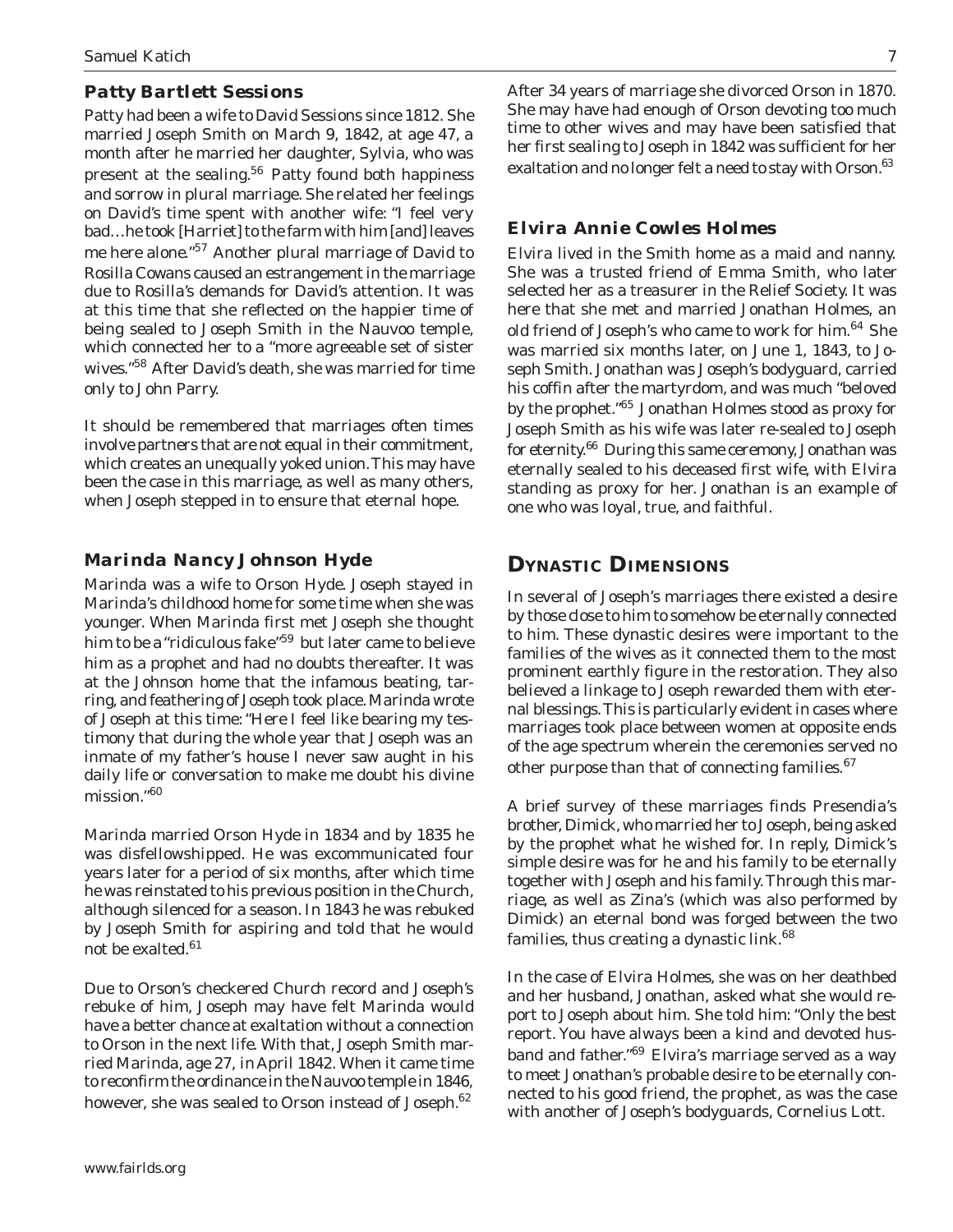### Patty Bartlett Sessions

Patty had been a wife to David Sessions since 1812. She married Joseph Smith on March 9, 1842, at age 47, a month after he married her daughter, Sylvia, who was present at the sealing.[56] Patty found both happiness and sorrow in plural marriage. She related her feelings on David's time spent with another wife: "I feel very bad…he took [Harriet] to the farm with him [and] leaves me here alone."[57] Another plural marriage of David to Rosilla Cowans caused an estrangement in the marriage due to Rosilla's demands for David's attention. It was at this time that she reflected on the happier time of being sealed to Joseph Smith in the Nauvoo temple, which connected her to a "more agreeable set of sister wives."[58] After David's death, she was married for time only to John Parry.

It should be remembered that marriages often times involve partners that are not equal in their commitment, which creates an unequally yoked union. This may have been the case in this marriage, as well as many others, when Joseph stepped in to ensure that eternal hope.

### Marinda Nancy Johnson Hyde

Marinda was a wife to Orson Hyde. Joseph stayed in Marinda's childhood home for some time when she was younger. When Marinda first met Joseph she thought him to be a "ridiculous fake"[59] but later came to believe him as a prophet and had no doubts thereafter. It was at the Johnson home that the infamous beating, tarring, and feathering of Joseph took place. Marinda wrote of Joseph at this time: "Here I feel like bearing my testimony that during the whole year that Joseph was an inmate of my father's house I never saw aught in his daily life or conversation to make me doubt his divine mission."[60]

Marinda married Orson Hyde in 1834 and by 1835 he was disfellowshipped. He was excommunicated four years later for a period of six months, after which time he was reinstated to his previous position in the Church, although silenced for a season. In 1843 he was rebuked by Joseph Smith for aspiring and told that he would not be exalted.[61]

Due to Orson's checkered Church record and Joseph's rebuke of him, Joseph may have felt Marinda would have a better chance at exaltation without a connection to Orson in the next life. With that, Joseph Smith married Marinda, age 27, in April 1842. When it came time to reconfirm the ordinance in the Nauvoo temple in 1846, however, she was sealed to Orson instead of Joseph.[62]

After 34 years of marriage she divorced Orson in 1870. She may have had enough of Orson devoting too much time to other wives and may have been satisfied that her first sealing to Joseph in 1842 was sufficient for her exaltation and no longer felt a need to stay with Orson.[63]

### Elvira Annie Cowles Holmes

Elvira lived in the Smith home as a maid and nanny. She was a trusted friend of Emma Smith, who later selected her as a treasurer in the Relief Society. It was here that she met and married Jonathan Holmes, an old friend of Joseph's who came to work for him.[64] She was married six months later, on June 1, 1843, to Joseph Smith. Jonathan was Joseph's bodyguard, carried his coffin after the martyrdom, and was much "beloved by the prophet."[65] Jonathan Holmes stood as proxy for Joseph Smith as his wife was later re-sealed to Joseph for eternity.[66] During this same ceremony, Jonathan was eternally sealed to his deceased first wife, with Elvira standing as proxy for her. Jonathan is an example of one who was loyal, true, and faithful.

## Dynastic Dimensions

In several of Joseph's marriages there existed a desire by those close to him to somehow be eternally connected to him. These dynastic desires were important to the families of the wives as it connected them to the most prominent earthly figure in the restoration. They also believed a linkage to Joseph rewarded them with eternal blessings. This is particularly evident in cases where marriages took place between women at opposite ends of the age spectrum wherein the ceremonies served no other purpose than that of connecting families.[67]

A brief survey of these marriages finds Presendia's brother, Dimick, who married her to Joseph, being asked by the prophet what he wished for. In reply, Dimick's simple desire was for he and his family to be eternally together with Joseph and his family. Through this marriage, as well as Zina's (which was also performed by Dimick) an eternal bond was forged between the two families, thus creating a dynastic link.[68]

In the case of Elvira Holmes, she was on her deathbed and her husband, Jonathan, asked what she would report to Joseph about him. She told him: "Only the best report. You have always been a kind and devoted husband and father."[69] Elvira's marriage served as a way to meet Jonathan's probable desire to be eternally connected to his good friend, the prophet, as was the case with another of Joseph's bodyguards, Cornelius Lott.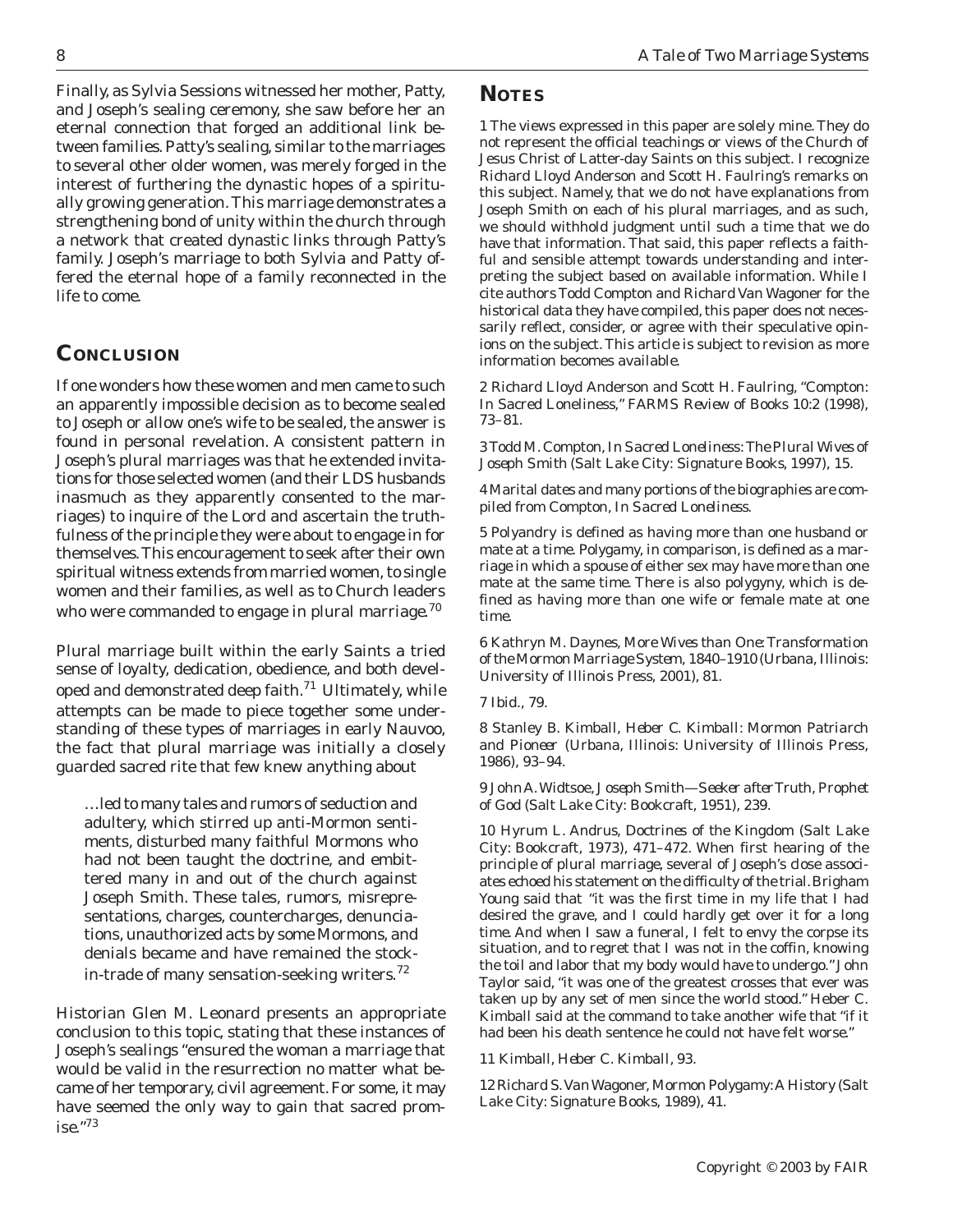Finally, as Sylvia Sessions witnessed her mother, Patty, and Joseph's sealing ceremony, she saw before her an eternal connection that forged an additional link between families. Patty's sealing, similar to the marriages to several other older women, was merely forged in the interest of furthering the dynastic hopes of a spiritually growing generation. This marriage demonstrates a strengthening bond of unity within the church through a network that created dynastic links through Patty's family. Joseph's marriage to both Sylvia and Patty offered the eternal hope of a family reconnected in the life to come.

## CONCLUSION

If one wonders how these women and men came to such an apparently impossible decision as to become sealed to Joseph or allow one's wife to be sealed, the answer is found in personal revelation. A consistent pattern in Joseph's plural marriages was that he extended invitations for those selected women (and their LDS husbands inasmuch as they apparently consented to the marriages) to inquire of the Lord and ascertain the truthfulness of the principle they were about to engage in for themselves. This encouragement to seek after their own spiritual witness extends from married women, to single women and their families, as well as to Church leaders who were commanded to engage in plural marriage.[70]

Plural marriage built within the early Saints a tried sense of loyalty, dedication, obedience, and both developed and demonstrated deep faith.[71] Ultimately, while attempts can be made to piece together some understanding of these types of marriages in early Nauvoo, the fact that plural marriage was initially a closely guarded sacred rite that few knew anything about

> …led to many tales and rumors of seduction and adultery, which stirred up anti-Mormon sentiments, disturbed many faithful Mormons who had not been taught the doctrine, and embittered many in and out of the church against Joseph Smith. These tales, rumors, misrepresentations, charges, countercharges, denunciations, unauthorized acts by some Mormons, and denials became and have remained the stock-in-trade of many sensation-seeking writers.[72]

Historian Glen M. Leonard presents an appropriate conclusion to this topic, stating that these instances of Joseph's sealings "ensured the woman a marriage that would be valid in the resurrection no matter what became of her temporary, civil agreement. For some, it may have seemed the only way to gain that sacred promise."[73]

## NOTES

1 The views expressed in this paper are solely mine. They do not represent the official teachings or views of the Church of Jesus Christ of Latter-day Saints on this subject. I recognize Richard Lloyd Anderson and Scott H. Faulring's remarks on this subject. Namely, that we do not have explanations from Joseph Smith on each of his plural marriages, and as such, we should withhold judgment until such a time that we do have that information. That said, this paper reflects a faithful and sensible attempt towards understanding and interpreting the subject based on available information. While I cite authors Todd Compton and Richard Van Wagoner for the historical data they have compiled, this paper does not necessarily reflect, consider, or agree with their speculative opinions on the subject. This article is subject to revision as more information becomes available.

2 Richard Lloyd Anderson and Scott H. Faulring, "Compton: In Sacred Loneliness," *FARMS Review of Books* 10:2 (1998), 73–81.

3 Todd M. Compton, *In Sacred Loneliness: The Plural Wives of Joseph Smith* (Salt Lake City: Signature Books, 1997), 15.

4 Marital dates and many portions of the biographies are compiled from Compton, *In Sacred Loneliness*.

5 Polyandry is defined as having more than one husband or mate at a time. Polygamy, in comparison, is defined as a marriage in which a spouse of either sex may have more than one mate at the same time. There is also polygyny, which is defined as having more than one wife or female mate at one time.

6 Kathryn M. Daynes, *More Wives than One: Transformation of the Mormon Marriage System, 1840–1910* (Urbana, Illinois: University of Illinois Press, 2001), 81.

7 Ibid., 79.

8 Stanley B. Kimball, *Heber C. Kimball: Mormon Patriarch and Pioneer* (Urbana, Illinois: University of Illinois Press, 1986), 93–94.

9 John A. Widtsoe, *Joseph Smith—Seeker after Truth, Prophet of God* (Salt Lake City: Bookcraft, 1951), 239.

10 Hyrum L. Andrus, *Doctrines of the Kingdom* (Salt Lake City: Bookcraft, 1973), 471–472. When first hearing of the principle of plural marriage, several of Joseph's close associates echoed his statement on the difficulty of the trial. Brigham Young said that "it was the first time in my life that I had desired the grave, and I could hardly get over it for a long time. And when I saw a funeral, I felt to envy the corpse its situation, and to regret that I was not in the coffin, knowing the toil and labor that my body would have to undergo." John Taylor said, "it was one of the greatest crosses that ever was taken up by any set of men since the world stood." Heber C. Kimball said at the command to take another wife that "if it had been his death sentence he could not have felt worse."

11 Kimball, *Heber C. Kimball*, 93.

12 Richard S. Van Wagoner, *Mormon Polygamy: A History* (Salt Lake City: Signature Books, 1989), 41.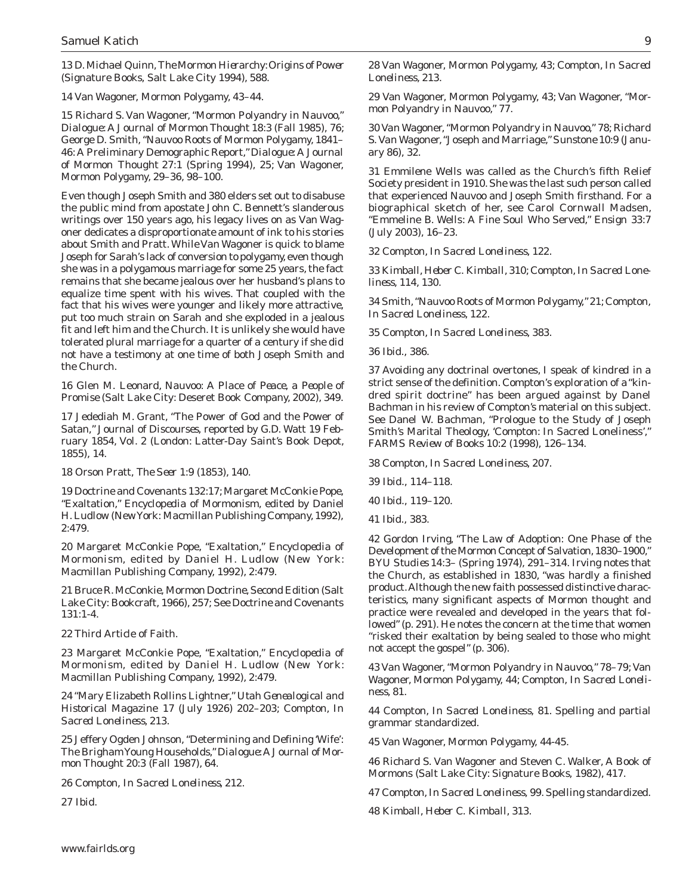13 D. Michael Quinn, *The Mormon Hierarchy: Origins of Power* (Signature Books, Salt Lake City 1994), 588.

14 Van Wagoner, *Mormon Polygamy*, 43–44.

15 Richard S. Van Wagoner, "Mormon Polyandry in Nauvoo," *Dialogue: A Journal of Mormon Thought* 18:3 (Fall 1985), 76; George D. Smith, "Nauvoo Roots of Mormon Polygamy, 1841–46: A Preliminary Demographic Report," *Dialogue: A Journal of Mormon Thought* 27:1 (Spring 1994), 25; Van Wagoner, *Mormon Polygamy*, 29–36, 98–100.

Even though Joseph Smith and 380 elders set out to disabuse the public mind from apostate John C. Bennett's slanderous writings over 150 years ago, his legacy lives on as Van Wagoner dedicates a disproportionate amount of ink to his stories about Smith and Pratt. While Van Wagoner is quick to blame Joseph for Sarah's lack of conversion to polygamy, even though she was in a polygamous marriage for some 25 years, the fact remains that she became jealous over her husband's plans to equalize time spent with his wives. That coupled with the fact that his wives were younger and likely more attractive, put too much strain on Sarah and she exploded in a jealous fit and left him and the Church. It is unlikely she would have tolerated plural marriage for a quarter of a century if she did not have a testimony at one time of both Joseph Smith and the Church.

16 Glen M. Leonard, *Nauvoo: A Place of Peace, a People of Promise* (Salt Lake City: Deseret Book Company, 2002), 349.

17 Jedediah M. Grant, "The Power of God and the Power of Satan," *Journal of Discourses*, reported by G.D. Watt 19 February 1854, Vol. 2 (London: Latter-Day Saint's Book Depot, 1855), 14.

18 Orson Pratt, *The Seer* 1:9 (1853), 140.

19 Doctrine and Covenants 132:17; Margaret McConkie Pope, "Exaltation," *Encyclopedia of Mormonism*, edited by Daniel H. Ludlow (New York: Macmillan Publishing Company, 1992), 2:479.

20 Margaret McConkie Pope, "Exaltation," *Encyclopedia of Mormonism*, edited by Daniel H. Ludlow (New York: Macmillan Publishing Company, 1992), 2:479.

21 Bruce R. McConkie, *Mormon Doctrine*, Second Edition (Salt Lake City: Bookcraft, 1966), 257; See Doctrine and Covenants 131:1-4.

22 Third Article of Faith.

23 Margaret McConkie Pope, "Exaltation," *Encyclopedia of Mormonism*, edited by Daniel H. Ludlow (New York: Macmillan Publishing Company, 1992), 2:479.

24 "Mary Elizabeth Rollins Lightner," *Utah Genealogical and Historical Magazine* 17 (July 1926) 202–203; Compton, *In Sacred Loneliness*, 213.

25 Jeffery Ogden Johnson, "Determining and Defining 'Wife': The Brigham Young Households," *Dialogue: A Journal of Mormon Thought* 20:3 (Fall 1987), 64.

26 Compton, *In Sacred Loneliness*, 212.

27 Ibid.

28 Van Wagoner, *Mormon Polygamy*, 43; Compton, *In Sacred Loneliness*, 213.

29 Van Wagoner, *Mormon Polygamy*, 43; Van Wagoner, "Mormon Polyandry in Nauvoo," 77.

30 Van Wagoner, "Mormon Polyandry in Nauvoo," 78; Richard S. Van Wagoner, "Joseph and Marriage," *Sunstone* 10:9 (January 86), 32.

31 Emmilene Wells was called as the Church's fifth Relief Society president in 1910. She was the last such person called that experienced Nauvoo and Joseph Smith firsthand. For a biographical sketch of her, see Carol Cornwall Madsen, "Emmeline B. Wells: A Fine Soul Who Served," *Ensign* 33:7 (July 2003), 16–23.

32 Compton, *In Sacred Loneliness*, 122.

33 Kimball, *Heber C. Kimball*, 310; Compton, *In Sacred Loneliness*, 114, 130.

34 Smith, "Nauvoo Roots of Mormon Polygamy," 21; Compton, *In Sacred Loneliness*, 122.

35 Compton, *In Sacred Loneliness*, 383.

36 Ibid., 386.

37 Avoiding any doctrinal overtones, I speak of kindred in a strict sense of the definition. Compton's exploration of a "kindred spirit doctrine" has been argued against by Danel Bachman in his review of Compton's material on this subject. See Danel W. Bachman, "Prologue to the Study of Joseph Smith's Marital Theology, 'Compton: In Sacred Loneliness'," *FARMS Review of Books* 10:2 (1998), 126–134.

38 Compton, *In Sacred Loneliness*, 207.

39 Ibid., 114–118.

40 Ibid., 119–120.

41 Ibid., 383.

42 Gordon Irving, "The Law of Adoption: One Phase of the Development of the Mormon Concept of Salvation, 1830–1900," *BYU Studies* 14:3– (Spring 1974), 291–314. Irving notes that the Church, as established in 1830, "was hardly a finished product. Although the new faith possessed distinctive characteristics, many significant aspects of Mormon thought and practice were revealed and developed in the years that followed" (p. 291). He notes the concern at the time that women "risked their exaltation by being sealed to those who might not accept the gospel" (p. 306).

43 Van Wagoner, "Mormon Polyandry in Nauvoo," 78–79; Van Wagoner, *Mormon Polygamy*, 44; Compton, *In Sacred Loneliness*, 81.

44 Compton, *In Sacred Loneliness*, 81. Spelling and partial grammar standardized.

45 Van Wagoner, *Mormon Polygamy*, 44-45.

46 Richard S. Van Wagoner and Steven C. Walker, *A Book of Mormons* (Salt Lake City: Signature Books, 1982), 417.

47 Compton, *In Sacred Loneliness*, 99. Spelling standardized.

48 Kimball, *Heber C. Kimball*, 313.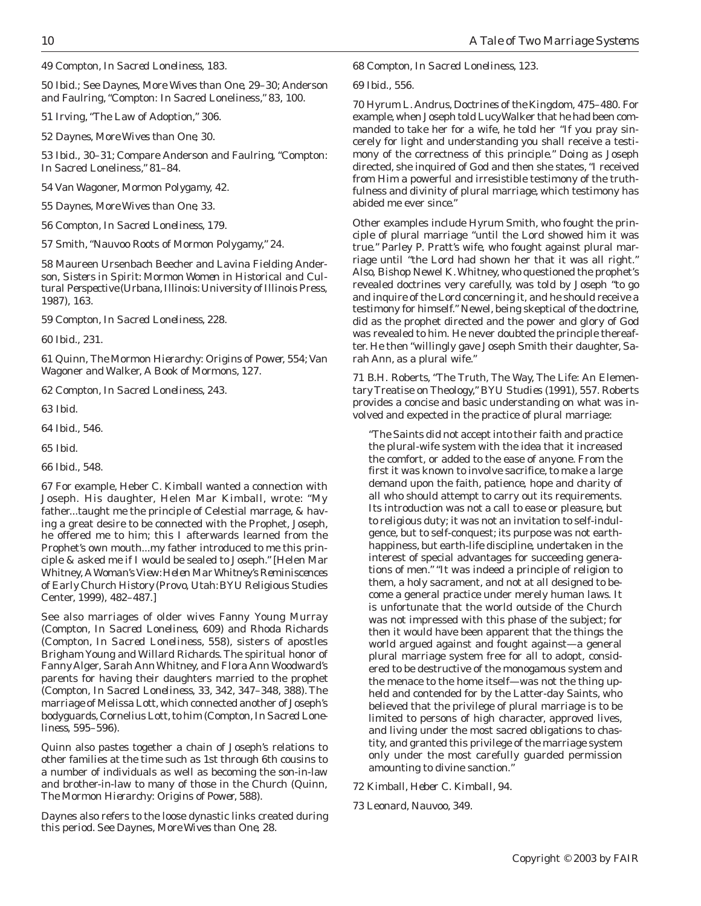49 Compton, *In Sacred Loneliness*, 183.

50 Ibid.; See Daynes, *More Wives than One*, 29–30; Anderson and Faulring, "Compton: In Sacred Loneliness," 83, 100.

51 Irving, "The Law of Adoption," 306.

52 Daynes, *More Wives than One*, 30.

53 Ibid., 30–31; Compare Anderson and Faulring, "Compton: In Sacred Loneliness," 81–84.

54 Van Wagoner, *Mormon Polygamy*, 42.

55 Daynes, *More Wives than One*, 33.

56 Compton, *In Sacred Loneliness*, 179.

57 Smith, "Nauvoo Roots of Mormon Polygamy," 24.

58 Maureen Ursenbach Beecher and Lavina Fielding Anderson, *Sisters in Spirit: Mormon Women in Historical and Cultural Perspective* (Urbana, Illinois: University of Illinois Press, 1987), 163.

59 Compton, *In Sacred Loneliness*, 228.

60 Ibid., 231.

61 Quinn, *The Mormon Hierarchy: Origins of Power*, 554; Van Wagoner and Walker, *A Book of Mormons*, 127.

62 Compton, *In Sacred Loneliness*, 243.

63 Ibid.

64 Ibid., 546.

65 Ibid.

66 Ibid., 548.

67 For example, Heber C. Kimball wanted a connection with Joseph. His daughter, Helen Mar Kimball, wrote: "My father...taught me the principle of Celestial marriage, & having a great desire to be connected with the Prophet, Joseph, he offered me to him; this I afterwards learned from the Prophet's own mouth...my father introduced to me this principle & asked me if I would be sealed to Joseph." [Helen Mar Whitney, *A Woman's View: Helen Mar Whitney's Reminiscences of Early Church History* (Provo, Utah: BYU Religious Studies Center, 1999), 482–487.]

See also marriages of older wives Fanny Young Murray (Compton, *In Sacred Loneliness*, 609) and Rhoda Richards (Compton, *In Sacred Loneliness*, 558), sisters of apostles Brigham Young and Willard Richards. The spiritual honor of Fanny Alger, Sarah Ann Whitney, and Flora Ann Woodward's parents for having their daughters married to the prophet (Compton, *In Sacred Loneliness*, 33, 342, 347–348, 388). The marriage of Melissa Lott, which connected another of Joseph's bodyguards, Cornelius Lott, to him (Compton, *In Sacred Loneliness*, 595–596).

Quinn also pastes together a chain of Joseph's relations to other families at the time such as 1st through 6th cousins to a number of individuals as well as becoming the son-in-law and brother-in-law to many of those in the Church (Quinn, *The Mormon Hierarchy: Origins of Power*, 588).

Daynes also refers to the loose dynastic links created during this period. See Daynes, *More Wives than One*, 28.

68 Compton, *In Sacred Loneliness*, 123.

69 Ibid., 556.

70 Hyrum L. Andrus, *Doctrines of the Kingdom*, 475–480. For example, when Joseph told Lucy Walker that he had been commanded to take her for a wife, he told her "If you pray sincerely for light and understanding you shall receive a testimony of the correctness of this principle." Doing as Joseph directed, she inquired of God and then she states, "I received from Him a powerful and irresistible testimony of the truthfulness and divinity of plural marriage, which testimony has abided me ever since."

Other examples include Hyrum Smith, who fought the principle of plural marriage "until the Lord showed him it was true." Parley P. Pratt's wife, who fought against plural marriage until "the Lord had shown her that it was all right." Also, Bishop Newel K. Whitney, who questioned the prophet's revealed doctrines very carefully, was told by Joseph "to go and inquire of the Lord concerning it, and he should receive a testimony for himself." Newel, being skeptical of the doctrine, did as the prophet directed and the power and glory of God was revealed to him. He never doubted the principle thereafter. He then "willingly gave Joseph Smith their daughter, Sarah Ann, as a plural wife."

71 B.H. Roberts, "The Truth, The Way, The Life: An Elementary Treatise on Theology," *BYU Studies* (1991), 557. Roberts provides a concise and basic understanding on what was involved and expected in the practice of plural marriage:

> "The Saints did not accept into their faith and practice the plural-wife system with the idea that it increased the comfort, or added to the ease of anyone. From the first it was known to involve sacrifice, to make a large demand upon the faith, patience, hope and charity of all who should attempt to carry out its requirements. Its introduction was not a call to ease or pleasure, but to religious duty; it was not an invitation to self-indulgence, but to self-conquest; its purpose was not earth-happiness, but earth-life discipline, undertaken in the interest of special advantages for succeeding generations of men." "It was indeed a principle of religion to them, a holy sacrament, and not at all designed to become a general practice under merely human laws. It is unfortunate that the world outside of the Church was not impressed with this phase of the subject; for then it would have been apparent that the things the world argued against and fought against—a general plural marriage system free for all to adopt, considered to be destructive of the monogamous system and the menace to the home itself—was not the thing upheld and contended for by the Latter-day Saints, who believed that the privilege of plural marriage is to be limited to persons of high character, approved lives, and living under the most sacred obligations to chastity, and granted this privilege of the marriage system only under the most carefully guarded permission amounting to divine sanction."

72 Kimball, *Heber C. Kimball*, 94.

73 Leonard, *Nauvoo*, 349.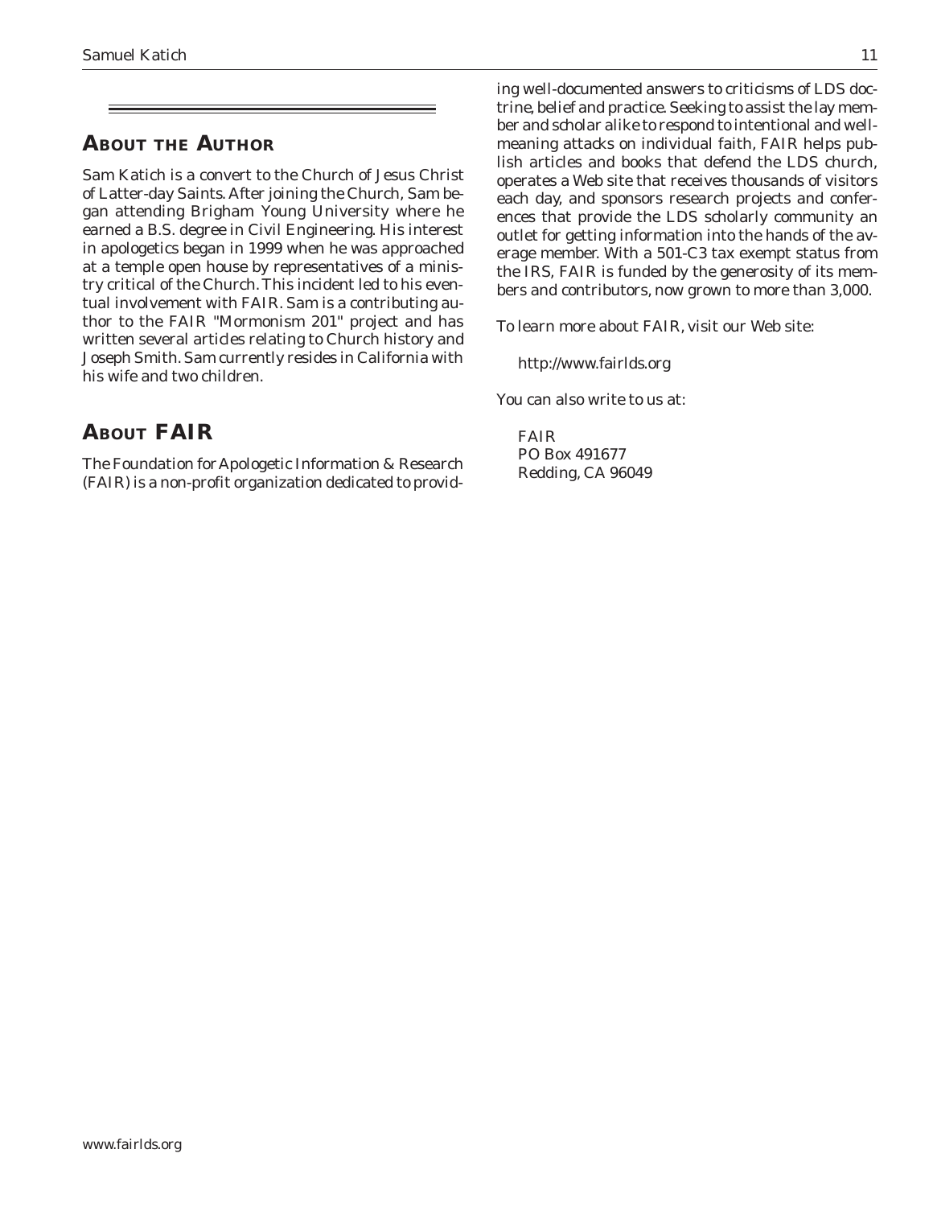## About the Author

Sam Katich is a convert to the Church of Jesus Christ of Latter-day Saints. After joining the Church, Sam began attending Brigham Young University where he earned a B.S. degree in Civil Engineering. His interest in apologetics began in 1999 when he was approached at a temple open house by representatives of a ministry critical of the Church. This incident led to his eventual involvement with FAIR. Sam is a contributing author to the FAIR "Mormonism 201" project and has written several articles relating to Church history and Joseph Smith. Sam currently resides in California with his wife and two children.

## About FAIR

The Foundation for Apologetic Information & Research (FAIR) is a non-profit organization dedicated to providing well-documented answers to criticisms of LDS doctrine, belief and practice. Seeking to assist the lay member and scholar alike to respond to intentional and well-meaning attacks on individual faith, FAIR helps publish articles and books that defend the LDS church, operates a Web site that receives thousands of visitors each day, and sponsors research projects and conferences that provide the LDS scholarly community an outlet for getting information into the hands of the average member. With a 501-C3 tax exempt status from the IRS, FAIR is funded by the generosity of its members and contributors, now grown to more than 3,000.

To learn more about FAIR, visit our Web site:

http://www.fairlds.org

You can also write to us at:

FAIR
PO Box 491677
Redding, CA 96049